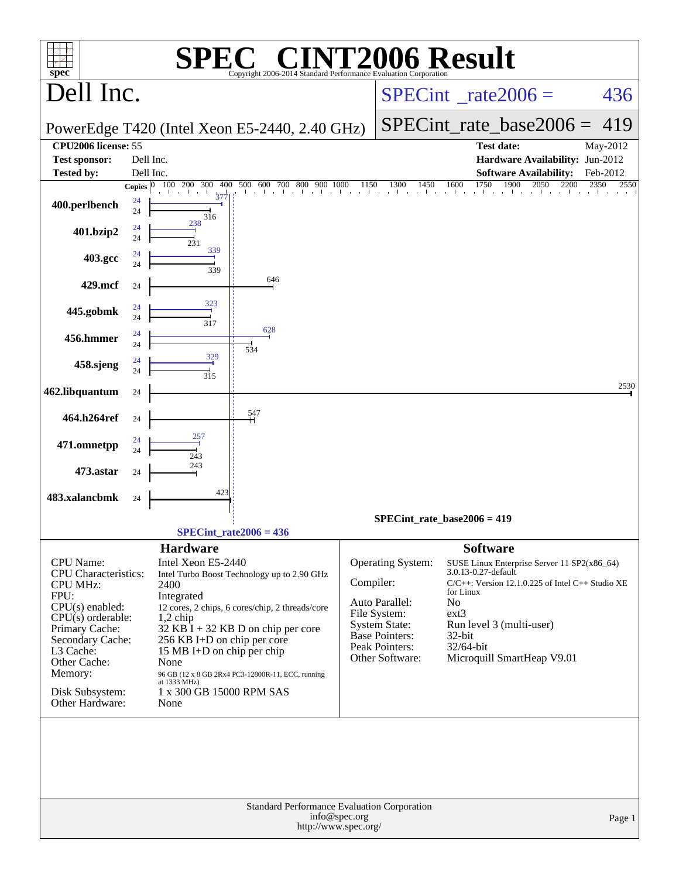# SPEC® CINT2006 Result

Copyright 2006-2014 Standard Performance Evaluation Corporation

## Dell Inc.

PowerEdge T420 (Intel Xeon E5-2440, 2.40 GHz)

SPECint_rate2006 = 436

SPECint_rate_base2006 = 419

| | | | |
|---|---|---|---|
| **CPU2006 license:** | 55 | **Test date:** | May-2012 |
| **Test sponsor:** | Dell Inc. | **Hardware Availability:** | Jun-2012 |
| **Tested by:** | Dell Inc. | **Software Availability:** | Feb-2012 |

| Benchmark | Copies (peak) | Peak | Copies (base) | Base |
|---|---|---|---|---|
| 400.perlbench | 24 | 377 | 24 | 316 |
| 401.bzip2 | 24 | 238 | 24 | 231 |
| 403.gcc | 24 | 339 | 24 | 339 |
| 429.mcf | | | 24 | 646 |
| 445.gobmk | 24 | 323 | 24 | 317 |
| 456.hmmer | 24 | 628 | 24 | 534 |
| 458.sjeng | 24 | 329 | 24 | 315 |
| 462.libquantum | | | 24 | 2530 |
| 464.h264ref | | | 24 | 547 |
| 471.omnetpp | 24 | 257 | 24 | 243 |
| 473.astar | | | 24 | 243 |
| 483.xalancbmk | | | 24 | 423 |

SPECint_rate_base2006 = 419

SPECint_rate2006 = 436

### Hardware

| | |
|---|---|
| CPU Name: | Intel Xeon E5-2440 |
| CPU Characteristics: | Intel Turbo Boost Technology up to 2.90 GHz |
| CPU MHz: | 2400 |
| FPU: | Integrated |
| CPU(s) enabled: | 12 cores, 2 chips, 6 cores/chip, 2 threads/core |
| CPU(s) orderable: | 1,2 chip |
| Primary Cache: | 32 KB I + 32 KB D on chip per core |
| Secondary Cache: | 256 KB I+D on chip per core |
| L3 Cache: | 15 MB I+D on chip per chip |
| Other Cache: | None |
| Memory: | 96 GB (12 x 8 GB 2Rx4 PC3-12800R-11, ECC, running at 1333 MHz) |
| Disk Subsystem: | 1 x 300 GB 15000 RPM SAS |
| Other Hardware: | None |

### Software

| | |
|---|---|
| Operating System: | SUSE Linux Enterprise Server 11 SP2(x86_64) 3.0.13-0.27-default |
| Compiler: | C/C++: Version 12.1.0.225 of Intel C++ Studio XE for Linux |
| Auto Parallel: | No |
| File System: | ext3 |
| System State: | Run level 3 (multi-user) |
| Base Pointers: | 32-bit |
| Peak Pointers: | 32/64-bit |
| Other Software: | Microquill SmartHeap V9.01 |

Standard Performance Evaluation Corporation
info@spec.org
http://www.spec.org/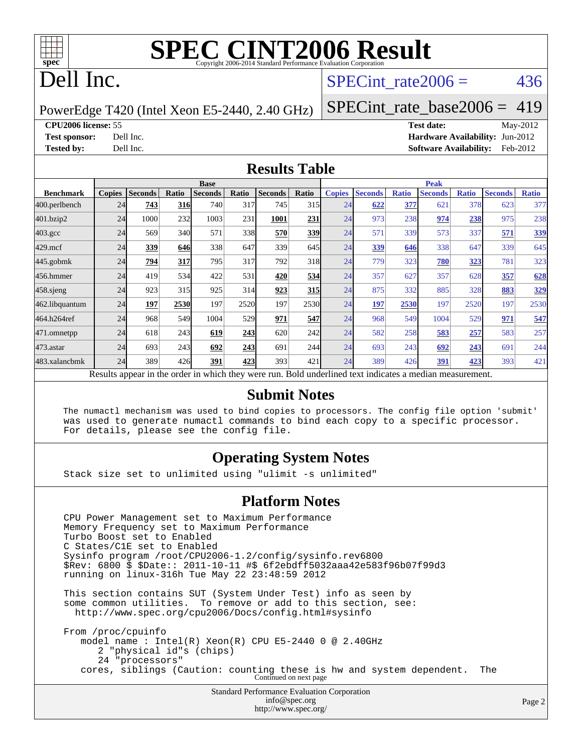# SPEC CINT2006 Result

Copyright 2006-2014 Standard Performance Evaluation Corporation

# Dell Inc.

PowerEdge T420 (Intel Xeon E5-2440, 2.40 GHz)

SPECint_rate2006 = 436

SPECint_rate_base2006 = 419

**CPU2006 license:** 55
**Test sponsor:** Dell Inc.
**Tested by:** Dell Inc.

**Test date:** May-2012
**Hardware Availability:** Jun-2012
**Software Availability:** Feb-2012

## Results Table

| Benchmark | Base | | | | | | | Peak | | | | | | |
|---|---|---|---|---|---|---|---|---|---|---|---|---|---|---|
| | Copies | Seconds | Ratio | Seconds | Ratio | Seconds | Ratio | Copies | Seconds | Ratio | Seconds | Ratio | Seconds | Ratio |
| 400.perlbench | 24 | **743** | **316** | 740 | 317 | 745 | 315 | 24 | **622** | **377** | 621 | 378 | 623 | 377 |
| 401.bzip2 | 24 | 1000 | 232 | 1003 | 231 | **1001** | **231** | 24 | 973 | 238 | **974** | **238** | 975 | 238 |
| 403.gcc | 24 | 569 | 340 | 571 | 338 | **570** | **339** | 24 | 571 | 339 | 573 | 337 | **571** | **339** |
| 429.mcf | 24 | **339** | **646** | 338 | 647 | 339 | 645 | 24 | **339** | **646** | 338 | 647 | 339 | 645 |
| 445.gobmk | 24 | **794** | **317** | 795 | 317 | 792 | 318 | 24 | 779 | 323 | **780** | **323** | 781 | 323 |
| 456.hmmer | 24 | 419 | 534 | 422 | 531 | **420** | **534** | 24 | 357 | 627 | 357 | 628 | **357** | **628** |
| 458.sjeng | 24 | 923 | 315 | 925 | 314 | **923** | **315** | 24 | 875 | 332 | 885 | 328 | **883** | **329** |
| 462.libquantum | 24 | **197** | **2530** | 197 | 2520 | 197 | 2530 | 24 | **197** | **2530** | 197 | 2520 | 197 | 2530 |
| 464.h264ref | 24 | 968 | 549 | 1004 | 529 | **971** | **547** | 24 | 968 | 549 | 1004 | 529 | **971** | **547** |
| 471.omnetpp | 24 | 618 | 243 | **619** | **243** | 620 | 242 | 24 | 582 | 258 | **583** | **257** | 583 | 257 |
| 473.astar | 24 | 693 | 243 | **692** | **243** | 691 | 244 | 24 | 693 | 243 | **692** | **243** | 691 | 244 |
| 483.xalancbmk | 24 | 389 | 426 | **391** | **423** | 393 | 421 | 24 | 389 | 426 | **391** | **423** | 393 | 421 |

Results appear in the order in which they were run. Bold underlined text indicates a median measurement.

## Submit Notes

```
The numactl mechanism was used to bind copies to processors. The config file option 'submit'
was used to generate numactl commands to bind each copy to a specific processor.
For details, please see the config file.
```

## Operating System Notes

```
Stack size set to unlimited using "ulimit -s unlimited"
```

## Platform Notes

```
CPU Power Management set to Maximum Performance
Memory Frequency set to Maximum Performance
Turbo Boost set to Enabled
C States/C1E set to Enabled
Sysinfo program /root/CPU2006-1.2/config/sysinfo.rev6800
$Rev: 6800 $ $Date:: 2011-10-11 #$ 6f2ebdff5032aaa42e583f96b07f99d3
running on linux-316h Tue May 22 23:48:59 2012

This section contains SUT (System Under Test) info as seen by
some common utilities.  To remove or add to this section, see:
  http://www.spec.org/cpu2006/Docs/config.html#sysinfo

From /proc/cpuinfo
   model name : Intel(R) Xeon(R) CPU E5-2440 0 @ 2.40GHz
      2 "physical id"s (chips)
      24 "processors"
   cores, siblings (Caution: counting these is hw and system dependent.  The
```

Continued on next page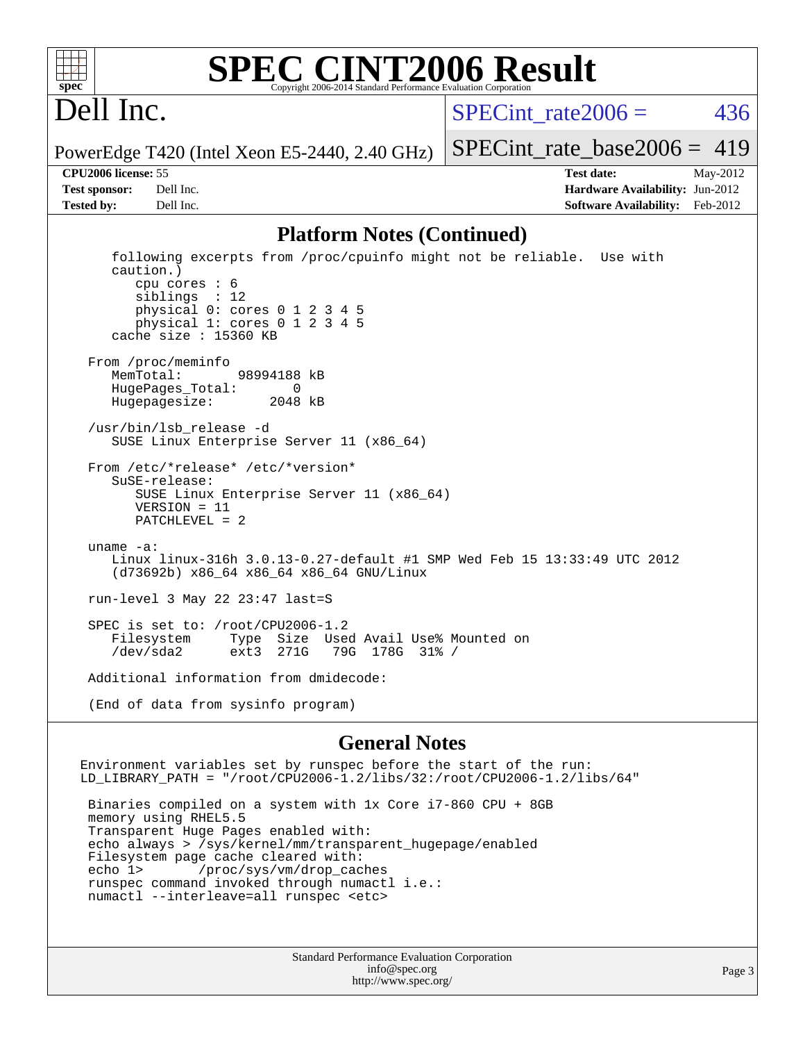## Platform Notes (Continued)

```
   following excerpts from /proc/cpuinfo might not be reliable.  Use with
   caution.)
      cpu cores : 6
      siblings  : 12
      physical 0: cores 0 1 2 3 4 5
      physical 1: cores 0 1 2 3 4 5
   cache size : 15360 KB

From /proc/meminfo
   MemTotal:       98994188 kB
   HugePages_Total:       0
   Hugepagesize:       2048 kB

/usr/bin/lsb_release -d
   SUSE Linux Enterprise Server 11 (x86_64)

From /etc/*release* /etc/*version*
   SuSE-release:
      SUSE Linux Enterprise Server 11 (x86_64)
      VERSION = 11
      PATCHLEVEL = 2

uname -a:
   Linux linux-316h 3.0.13-0.27-default #1 SMP Wed Feb 15 13:33:49 UTC 2012
   (d73692b) x86_64 x86_64 x86_64 GNU/Linux

run-level 3 May 22 23:47 last=S

SPEC is set to: /root/CPU2006-1.2
   Filesystem     Type  Size  Used Avail Use% Mounted on
   /dev/sda2      ext3  271G   79G  178G  31% /

Additional information from dmidecode:

(End of data from sysinfo program)
```

## General Notes

```
Environment variables set by runspec before the start of the run:
LD_LIBRARY_PATH = "/root/CPU2006-1.2/libs/32:/root/CPU2006-1.2/libs/64"

 Binaries compiled on a system with 1x Core i7-860 CPU + 8GB
 memory using RHEL5.5
 Transparent Huge Pages enabled with:
 echo always > /sys/kernel/mm/transparent_hugepage/enabled
 Filesystem page cache cleared with:
 echo 1>       /proc/sys/vm/drop_caches
 runspec command invoked through numactl i.e.:
 numactl --interleave=all runspec <etc>
```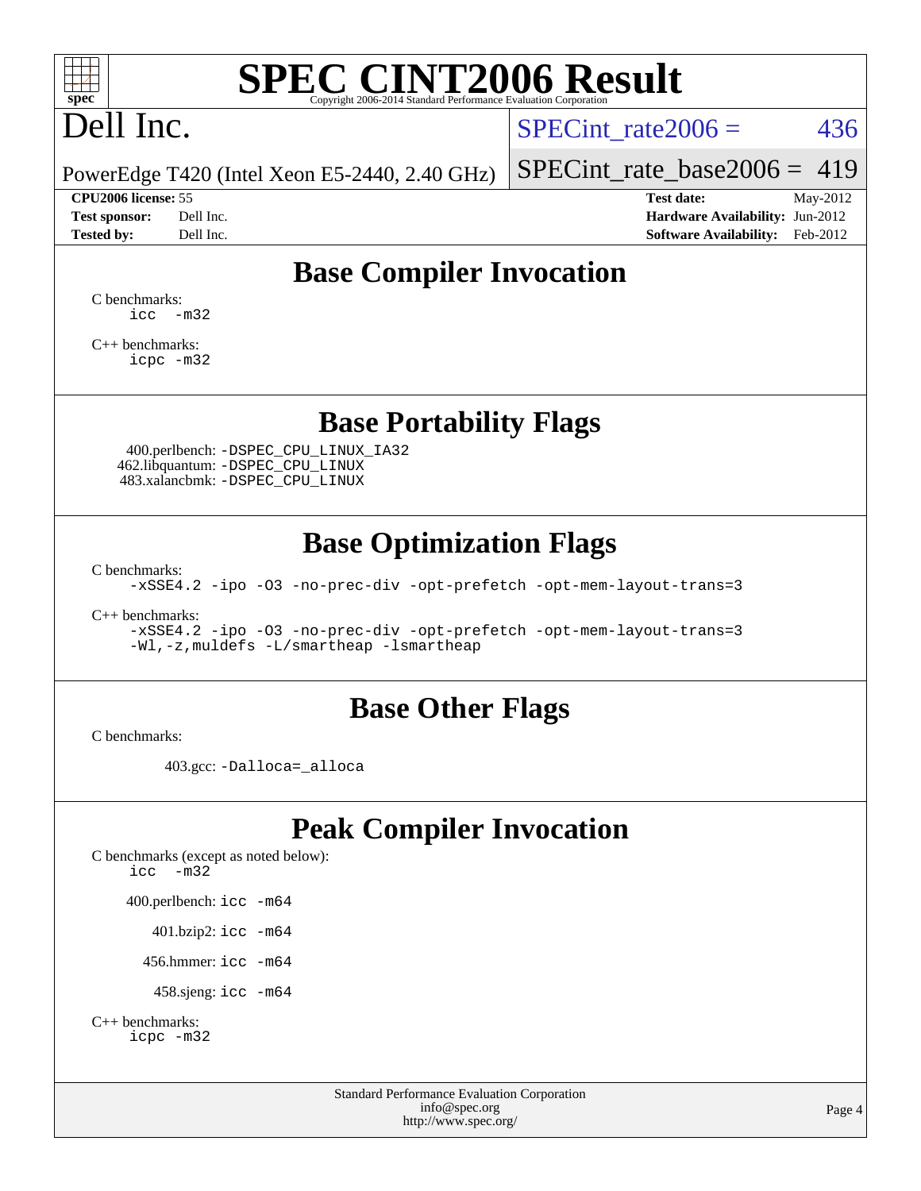# SPEC CINT2006 Result

Dell Inc.

PowerEdge T420 (Intel Xeon E5-2440, 2.40 GHz)

SPECint_rate2006 = 436

SPECint_rate_base2006 = 419

**CPU2006 license:** 55
**Test sponsor:** Dell Inc.
**Tested by:** Dell Inc.

**Test date:** May-2012
**Hardware Availability:** Jun-2012
**Software Availability:** Feb-2012

## Base Compiler Invocation

C benchmarks:
```
icc -m32
```

C++ benchmarks:
```
icpc -m32
```

## Base Portability Flags

400.perlbench: `-DSPEC_CPU_LINUX_IA32`
462.libquantum: `-DSPEC_CPU_LINUX`
483.xalancbmk: `-DSPEC_CPU_LINUX`

## Base Optimization Flags

C benchmarks:
```
-xSSE4.2 -ipo -O3 -no-prec-div -opt-prefetch -opt-mem-layout-trans=3
```

C++ benchmarks:
```
-xSSE4.2 -ipo -O3 -no-prec-div -opt-prefetch -opt-mem-layout-trans=3
-Wl,-z,muldefs -L/smartheap -lsmartheap
```

## Base Other Flags

C benchmarks:

403.gcc: `-Dalloca=_alloca`

## Peak Compiler Invocation

C benchmarks (except as noted below):
```
icc -m32
```

400.perlbench: `icc -m64`

401.bzip2: `icc -m64`

456.hmmer: `icc -m64`

458.sjeng: `icc -m64`

C++ benchmarks:
```
icpc -m32
```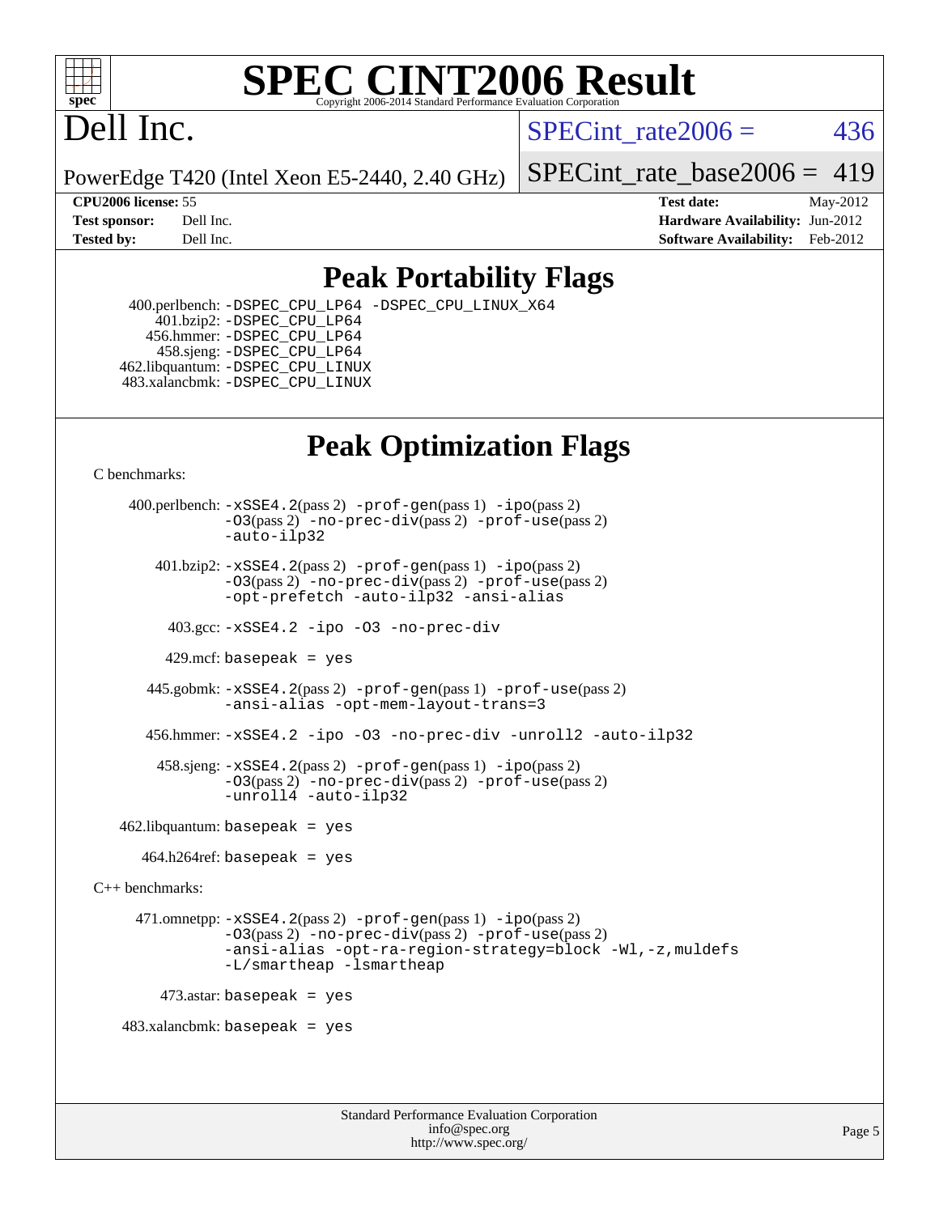# SPEC CINT2006 Result

Copyright 2006-2014 Standard Performance Evaluation Corporation

## Dell Inc.

PowerEdge T420 (Intel Xeon E5-2440, 2.40 GHz)

SPECint_rate2006 = 436

SPECint_rate_base2006 = 419

**CPU2006 license:** 55
**Test sponsor:** Dell Inc.
**Tested by:** Dell Inc.

**Test date:** May-2012
**Hardware Availability:** Jun-2012
**Software Availability:** Feb-2012

## Peak Portability Flags

400.perlbench: -DSPEC_CPU_LP64 -DSPEC_CPU_LINUX_X64
401.bzip2: -DSPEC_CPU_LP64
456.hmmer: -DSPEC_CPU_LP64
458.sjeng: -DSPEC_CPU_LP64
462.libquantum: -DSPEC_CPU_LINUX
483.xalancbmk: -DSPEC_CPU_LINUX

## Peak Optimization Flags

C benchmarks:

400.perlbench: -xSSE4.2(pass 2) -prof-gen(pass 1) -ipo(pass 2) -O3(pass 2) -no-prec-div(pass 2) -prof-use(pass 2) -auto-ilp32

401.bzip2: -xSSE4.2(pass 2) -prof-gen(pass 1) -ipo(pass 2) -O3(pass 2) -no-prec-div(pass 2) -prof-use(pass 2) -opt-prefetch -auto-ilp32 -ansi-alias

403.gcc: -xSSE4.2 -ipo -O3 -no-prec-div

429.mcf: basepeak = yes

445.gobmk: -xSSE4.2(pass 2) -prof-gen(pass 1) -prof-use(pass 2) -ansi-alias -opt-mem-layout-trans=3

456.hmmer: -xSSE4.2 -ipo -O3 -no-prec-div -unroll2 -auto-ilp32

458.sjeng: -xSSE4.2(pass 2) -prof-gen(pass 1) -ipo(pass 2) -O3(pass 2) -no-prec-div(pass 2) -prof-use(pass 2) -unroll4 -auto-ilp32

462.libquantum: basepeak = yes

464.h264ref: basepeak = yes

C++ benchmarks:

471.omnetpp: -xSSE4.2(pass 2) -prof-gen(pass 1) -ipo(pass 2) -O3(pass 2) -no-prec-div(pass 2) -prof-use(pass 2) -ansi-alias -opt-ra-region-strategy=block -Wl,-z,muldefs -L/smartheap -lsmartheap

473.astar: basepeak = yes

483.xalancbmk: basepeak = yes

Standard Performance Evaluation Corporation
info@spec.org
http://www.spec.org/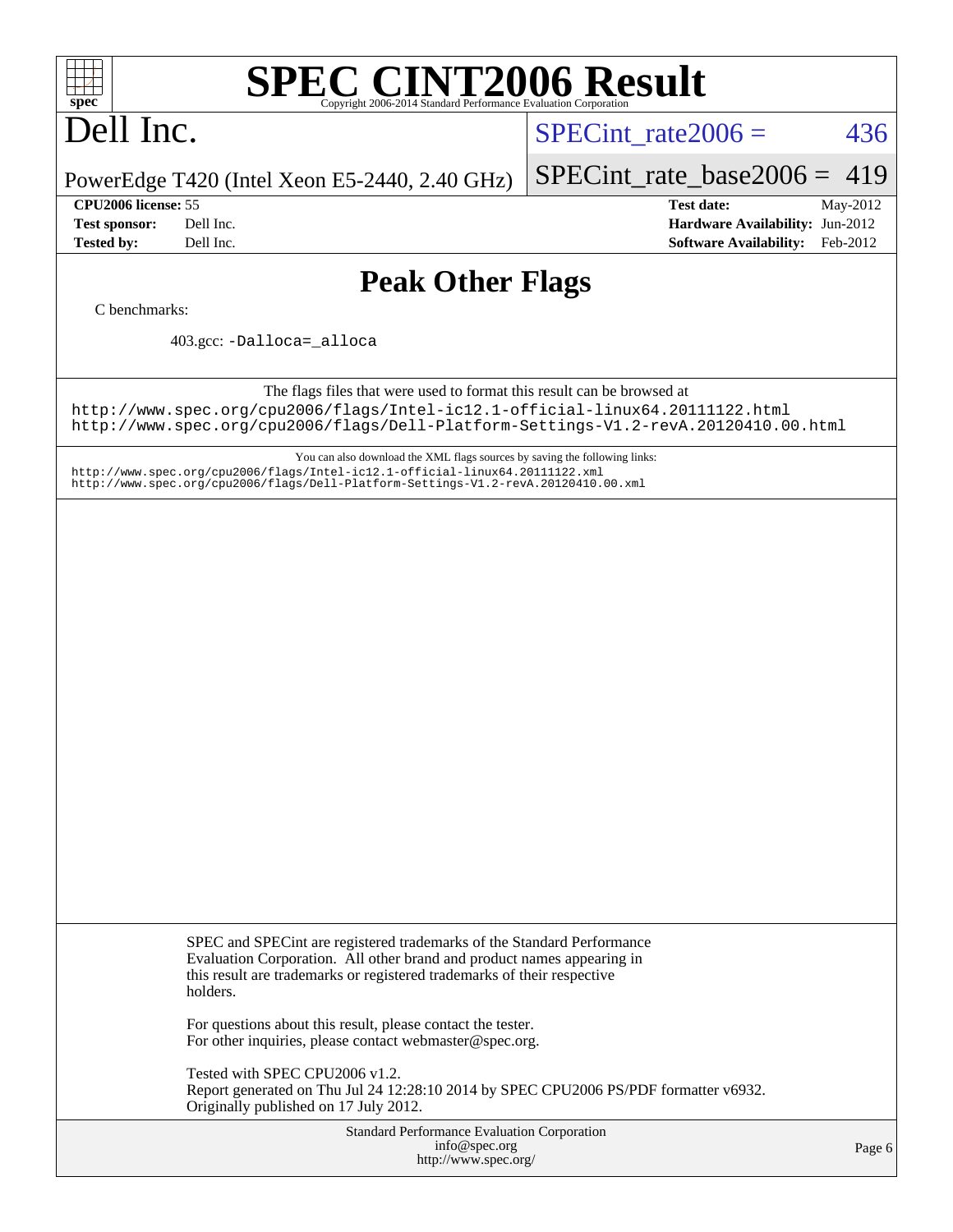## Peak Other Flags

C benchmarks:

403.gcc: -Dalloca=_alloca

The flags files that were used to format this result can be browsed at
http://www.spec.org/cpu2006/flags/Intel-ic12.1-official-linux64.20111122.html
http://www.spec.org/cpu2006/flags/Dell-Platform-Settings-V1.2-revA.20120410.00.html

You can also download the XML flags sources by saving the following links:
http://www.spec.org/cpu2006/flags/Intel-ic12.1-official-linux64.20111122.xml
http://www.spec.org/cpu2006/flags/Dell-Platform-Settings-V1.2-revA.20120410.00.xml

SPEC and SPECint are registered trademarks of the Standard Performance Evaluation Corporation. All other brand and product names appearing in this result are trademarks or registered trademarks of their respective holders.

For questions about this result, please contact the tester.
For other inquiries, please contact webmaster@spec.org.

Tested with SPEC CPU2006 v1.2.
Report generated on Thu Jul 24 12:28:10 2014 by SPEC CPU2006 PS/PDF formatter v6932.
Originally published on 17 July 2012.